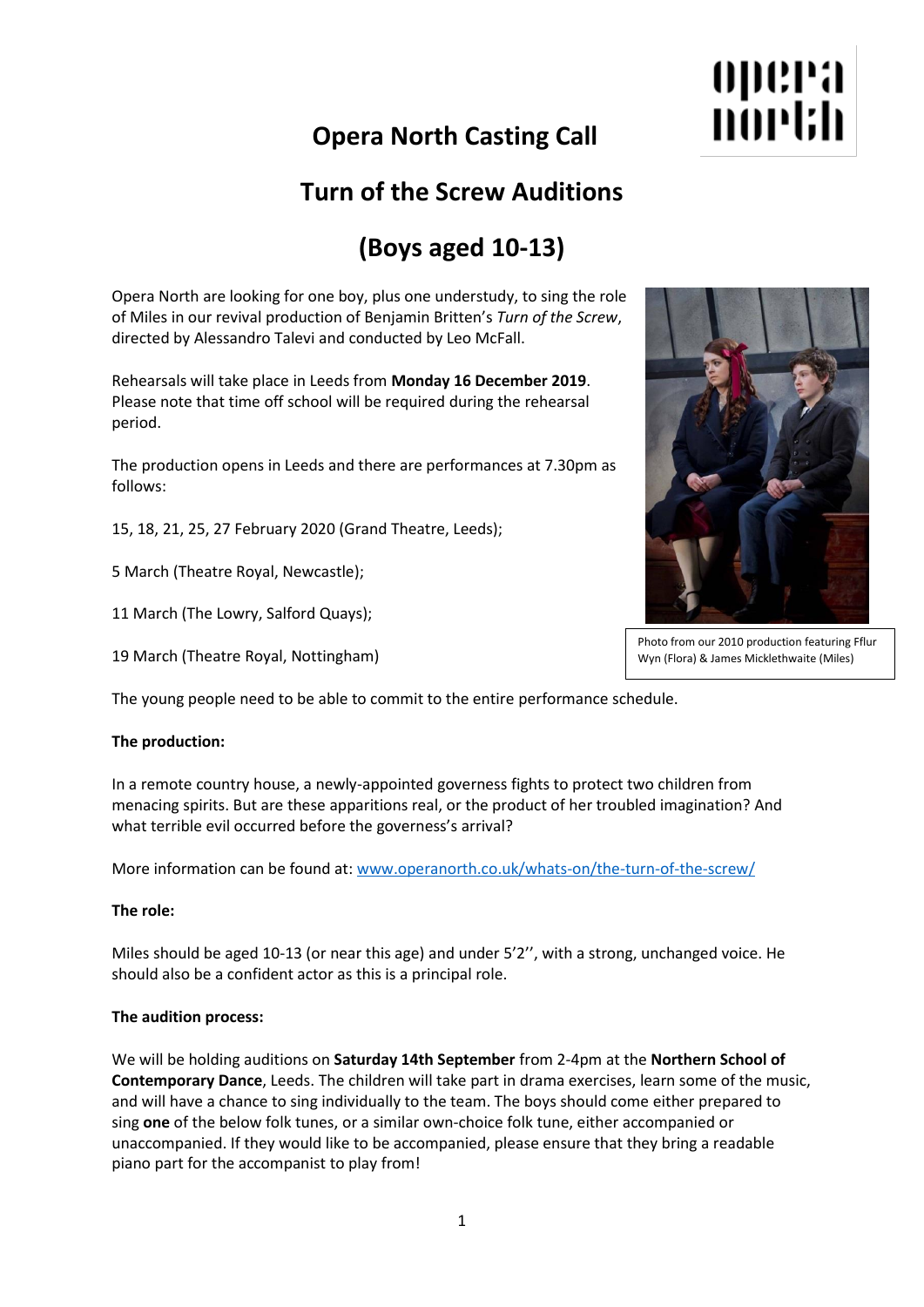# Opera North Casting Call

## Turn of the Screw Auditions

## (Boys aged 10-13)

Opera North are looking for one boy, plus one understudy, to sing the role of Miles in our revival production of Benjamin Britten's *Turn of the Screw*, directed by Alessandro Talevi and conducted by Leo McFall.

Rehearsals will take place in Leeds from **Monday 16 December 2019**. Please note that time off school will be required during the rehearsal period.

The production opens in Leeds and there are performances at 7.30pm as follows:

15, 18, 21, 25, 27 February 2020 (Grand Theatre, Leeds);

5 March (Theatre Royal, Newcastle);

11 March (The Lowry, Salford Quays);

19 March (Theatre Royal, Nottingham)

Photo from our 2010 production featuring Fflur Wyn (Flora) & James Micklethwaite (Miles)

The young people need to be able to commit to the entire performance schedule.

**The production:**

In a remote country house, a newly-appointed governess fights to protect two children from menacing spirits. But are these apparitions real, or the product of her troubled imagination? And what terrible evil occurred before the governess's arrival?

More information can be found at: [www.operanorth.co.uk/whats-on/the-turn-of-the-screw/](www.operanorth.co.uk/whats-on/the-turn-of-the-screw/)

**The role:**

Miles should be aged 10-13 (or near this age) and under 5'2'', with a strong, unchanged voice. He should also be a confident actor as this is a principal role.

**The audition process:**

We will be holding auditions on **Saturday 14th September** from 2-4pm at the **Northern School of Contemporary Dance**, Leeds. The children will take part in drama exercises, learn some of the music, and will have a chance to sing individually to the team. The boys should come either prepared to sing **one** of the below folk tunes, or a similar own-choice folk tune, either accompanied or unaccompanied. If they would like to be accompanied, please ensure that they bring a readable piano part for the accompanist to play from!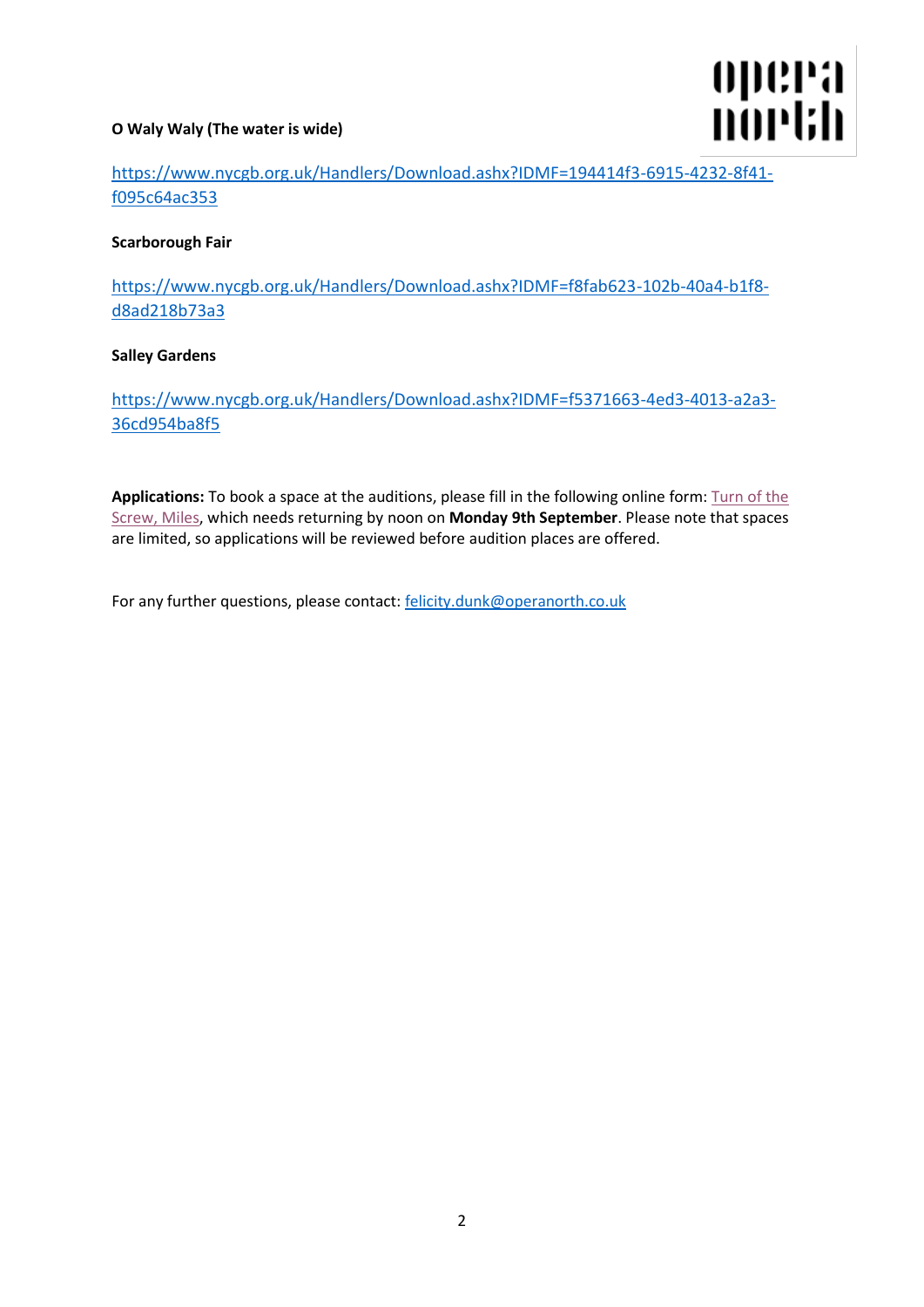**O Waly Waly (The water is wide)**

https://www.nycgb.org.uk/Handlers/Download.ashx?IDMF=194414f3-6915-4232-8f41-f095c64ac353

**Scarborough Fair**

https://www.nycgb.org.uk/Handlers/Download.ashx?IDMF=f8fab623-102b-40a4-b1f8-d8ad218b73a3

**Salley Gardens**

https://www.nycgb.org.uk/Handlers/Download.ashx?IDMF=f5371663-4ed3-4013-a2a3-36cd954ba8f5

**Applications:** To book a space at the auditions, please fill in the following online form: Turn of the Screw, Miles, which needs returning by noon on **Monday 9th September**. Please note that spaces are limited, so applications will be reviewed before audition places are offered.

For any further questions, please contact: felicity.dunk@operanorth.co.uk